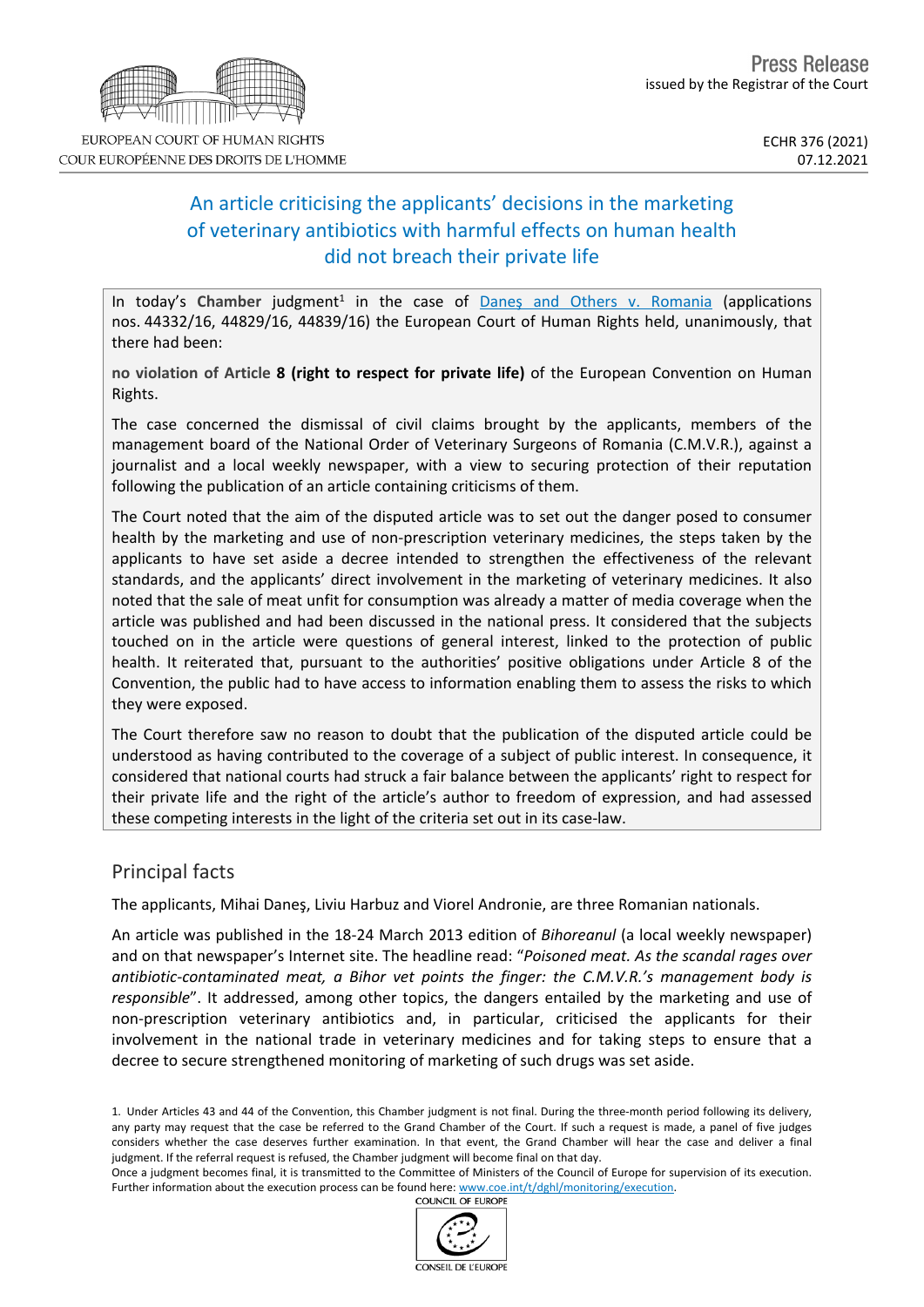EUROPEAN COURT OF HUMAN RIGHTS
COUR EUROPÉENNE DES DROITS DE L'HOMME

Press Release
issued by the Registrar of the Court

ECHR 376 (2021)
07.12.2021

# An article criticising the applicants' decisions in the marketing of veterinary antibiotics with harmful effects on human health did not breach their private life

In today's **Chamber** judgment[1] in the case of Daneş and Others v. Romania (applications nos. 44332/16, 44829/16, 44839/16) the European Court of Human Rights held, unanimously, that there had been:

**no violation of Article 8 (right to respect for private life)** of the European Convention on Human Rights.

The case concerned the dismissal of civil claims brought by the applicants, members of the management board of the National Order of Veterinary Surgeons of Romania (C.M.V.R.), against a journalist and a local weekly newspaper, with a view to securing protection of their reputation following the publication of an article containing criticisms of them.

The Court noted that the aim of the disputed article was to set out the danger posed to consumer health by the marketing and use of non-prescription veterinary medicines, the steps taken by the applicants to have set aside a decree intended to strengthen the effectiveness of the relevant standards, and the applicants' direct involvement in the marketing of veterinary medicines. It also noted that the sale of meat unfit for consumption was already a matter of media coverage when the article was published and had been discussed in the national press. It considered that the subjects touched on in the article were questions of general interest, linked to the protection of public health. It reiterated that, pursuant to the authorities' positive obligations under Article 8 of the Convention, the public had to have access to information enabling them to assess the risks to which they were exposed.

The Court therefore saw no reason to doubt that the publication of the disputed article could be understood as having contributed to the coverage of a subject of public interest. In consequence, it considered that national courts had struck a fair balance between the applicants' right to respect for their private life and the right of the article's author to freedom of expression, and had assessed these competing interests in the light of the criteria set out in its case-law.

## Principal facts

The applicants, Mihai Daneş, Liviu Harbuz and Viorel Andronie, are three Romanian nationals.

An article was published in the 18-24 March 2013 edition of *Bihoreanul* (a local weekly newspaper) and on that newspaper's Internet site. The headline read: "*Poisoned meat. As the scandal rages over antibiotic-contaminated meat, a Bihor vet points the finger: the C.M.V.R.'s management body is responsible*". It addressed, among other topics, the dangers entailed by the marketing and use of non-prescription veterinary antibiotics and, in particular, criticised the applicants for their involvement in the national trade in veterinary medicines and for taking steps to ensure that a decree to secure strengthened monitoring of marketing of such drugs was set aside.

1. Under Articles 43 and 44 of the Convention, this Chamber judgment is not final. During the three-month period following its delivery, any party may request that the case be referred to the Grand Chamber of the Court. If such a request is made, a panel of five judges considers whether the case deserves further examination. In that event, the Grand Chamber will hear the case and deliver a final judgment. If the referral request is refused, the Chamber judgment will become final on that day.
Once a judgment becomes final, it is transmitted to the Committee of Ministers of the Council of Europe for supervision of its execution. Further information about the execution process can be found here: www.coe.int/t/dghl/monitoring/execution.

COUNCIL OF EUROPE
CONSEIL DE L'EUROPE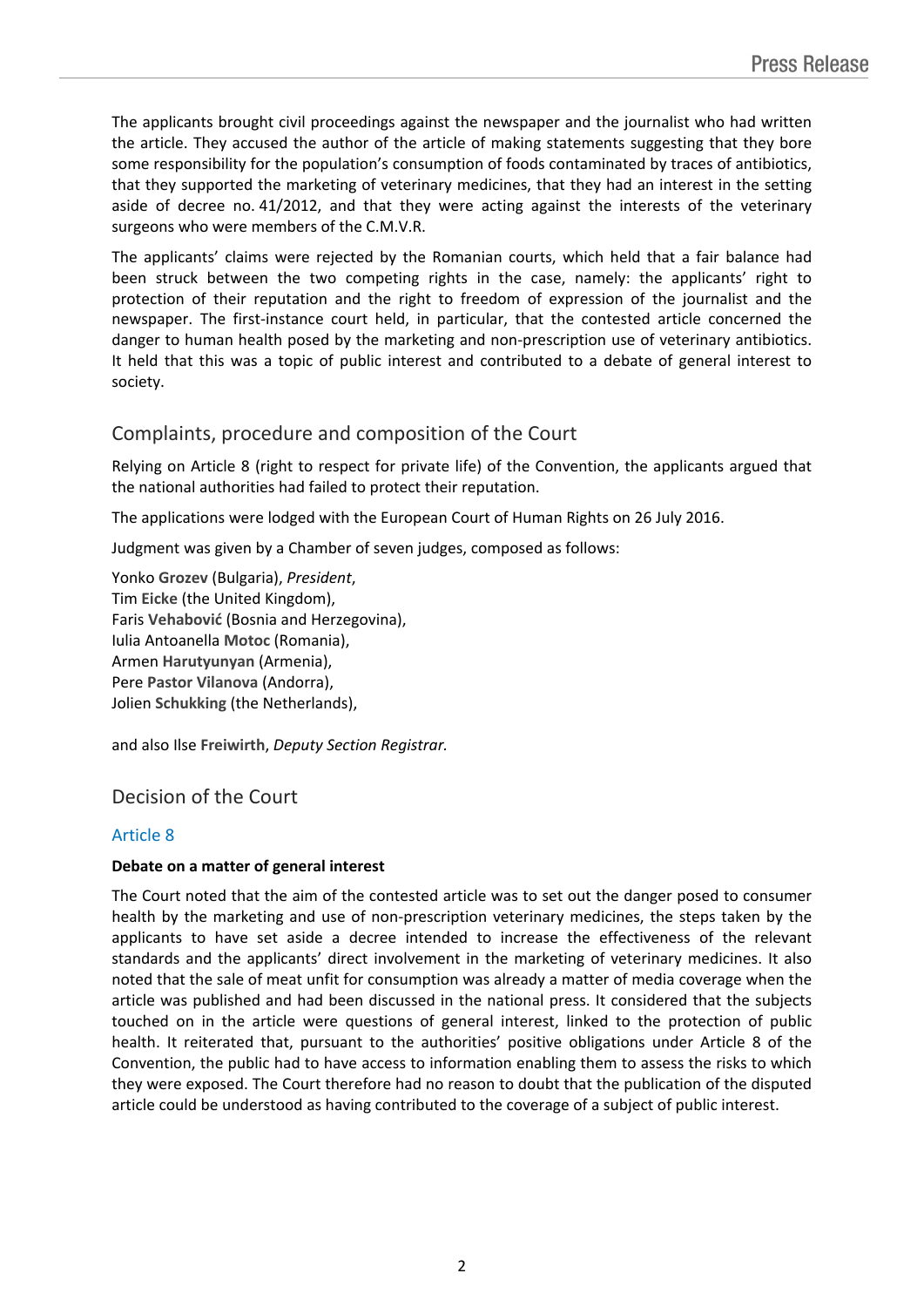The applicants brought civil proceedings against the newspaper and the journalist who had written the article. They accused the author of the article of making statements suggesting that they bore some responsibility for the population's consumption of foods contaminated by traces of antibiotics, that they supported the marketing of veterinary medicines, that they had an interest in the setting aside of decree no. 41/2012, and that they were acting against the interests of the veterinary surgeons who were members of the C.M.V.R.

The applicants' claims were rejected by the Romanian courts, which held that a fair balance had been struck between the two competing rights in the case, namely: the applicants' right to protection of their reputation and the right to freedom of expression of the journalist and the newspaper. The first-instance court held, in particular, that the contested article concerned the danger to human health posed by the marketing and non-prescription use of veterinary antibiotics. It held that this was a topic of public interest and contributed to a debate of general interest to society.

## Complaints, procedure and composition of the Court

Relying on Article 8 (right to respect for private life) of the Convention, the applicants argued that the national authorities had failed to protect their reputation.

The applications were lodged with the European Court of Human Rights on 26 July 2016.

Judgment was given by a Chamber of seven judges, composed as follows:

Yonko **Grozev** (Bulgaria), *President*,
Tim **Eicke** (the United Kingdom),
Faris **Vehabović** (Bosnia and Herzegovina),
Iulia Antoanella **Motoc** (Romania),
Armen **Harutyunyan** (Armenia),
Pere **Pastor Vilanova** (Andorra),
Jolien **Schukking** (the Netherlands),

and also Ilse **Freiwirth**, *Deputy Section Registrar.*

## Decision of the Court

### Article 8

**Debate on a matter of general interest**

The Court noted that the aim of the contested article was to set out the danger posed to consumer health by the marketing and use of non-prescription veterinary medicines, the steps taken by the applicants to have set aside a decree intended to increase the effectiveness of the relevant standards and the applicants' direct involvement in the marketing of veterinary medicines. It also noted that the sale of meat unfit for consumption was already a matter of media coverage when the article was published and had been discussed in the national press. It considered that the subjects touched on in the article were questions of general interest, linked to the protection of public health. It reiterated that, pursuant to the authorities' positive obligations under Article 8 of the Convention, the public had to have access to information enabling them to assess the risks to which they were exposed. The Court therefore had no reason to doubt that the publication of the disputed article could be understood as having contributed to the coverage of a subject of public interest.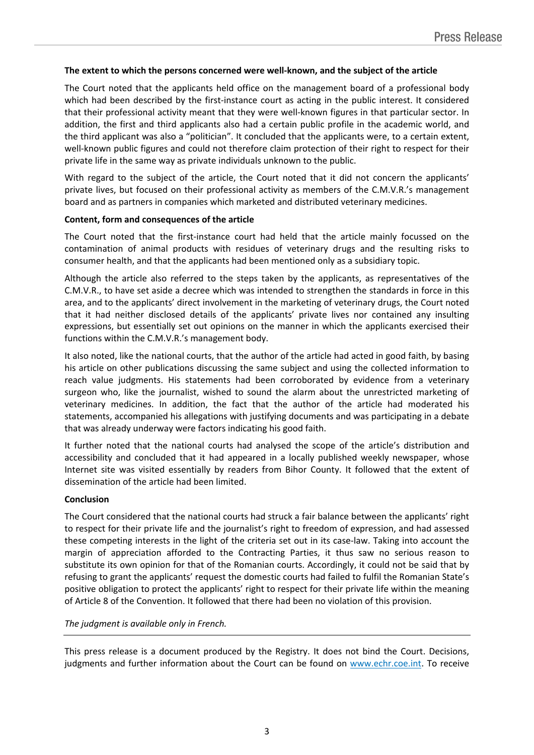**The extent to which the persons concerned were well-known, and the subject of the article**

The Court noted that the applicants held office on the management board of a professional body which had been described by the first-instance court as acting in the public interest. It considered that their professional activity meant that they were well-known figures in that particular sector. In addition, the first and third applicants also had a certain public profile in the academic world, and the third applicant was also a "politician". It concluded that the applicants were, to a certain extent, well-known public figures and could not therefore claim protection of their right to respect for their private life in the same way as private individuals unknown to the public.

With regard to the subject of the article, the Court noted that it did not concern the applicants' private lives, but focused on their professional activity as members of the C.M.V.R.'s management board and as partners in companies which marketed and distributed veterinary medicines.

**Content, form and consequences of the article**

The Court noted that the first-instance court had held that the article mainly focussed on the contamination of animal products with residues of veterinary drugs and the resulting risks to consumer health, and that the applicants had been mentioned only as a subsidiary topic.

Although the article also referred to the steps taken by the applicants, as representatives of the C.M.V.R., to have set aside a decree which was intended to strengthen the standards in force in this area, and to the applicants' direct involvement in the marketing of veterinary drugs, the Court noted that it had neither disclosed details of the applicants' private lives nor contained any insulting expressions, but essentially set out opinions on the manner in which the applicants exercised their functions within the C.M.V.R.'s management body.

It also noted, like the national courts, that the author of the article had acted in good faith, by basing his article on other publications discussing the same subject and using the collected information to reach value judgments. His statements had been corroborated by evidence from a veterinary surgeon who, like the journalist, wished to sound the alarm about the unrestricted marketing of veterinary medicines. In addition, the fact that the author of the article had moderated his statements, accompanied his allegations with justifying documents and was participating in a debate that was already underway were factors indicating his good faith.

It further noted that the national courts had analysed the scope of the article's distribution and accessibility and concluded that it had appeared in a locally published weekly newspaper, whose Internet site was visited essentially by readers from Bihor County. It followed that the extent of dissemination of the article had been limited.

**Conclusion**

The Court considered that the national courts had struck a fair balance between the applicants' right to respect for their private life and the journalist's right to freedom of expression, and had assessed these competing interests in the light of the criteria set out in its case-law. Taking into account the margin of appreciation afforded to the Contracting Parties, it thus saw no serious reason to substitute its own opinion for that of the Romanian courts. Accordingly, it could not be said that by refusing to grant the applicants' request the domestic courts had failed to fulfil the Romanian State's positive obligation to protect the applicants' right to respect for their private life within the meaning of Article 8 of the Convention. It followed that there had been no violation of this provision.

*The judgment is available only in French.*

---

This press release is a document produced by the Registry. It does not bind the Court. Decisions, judgments and further information about the Court can be found on www.echr.coe.int. To receive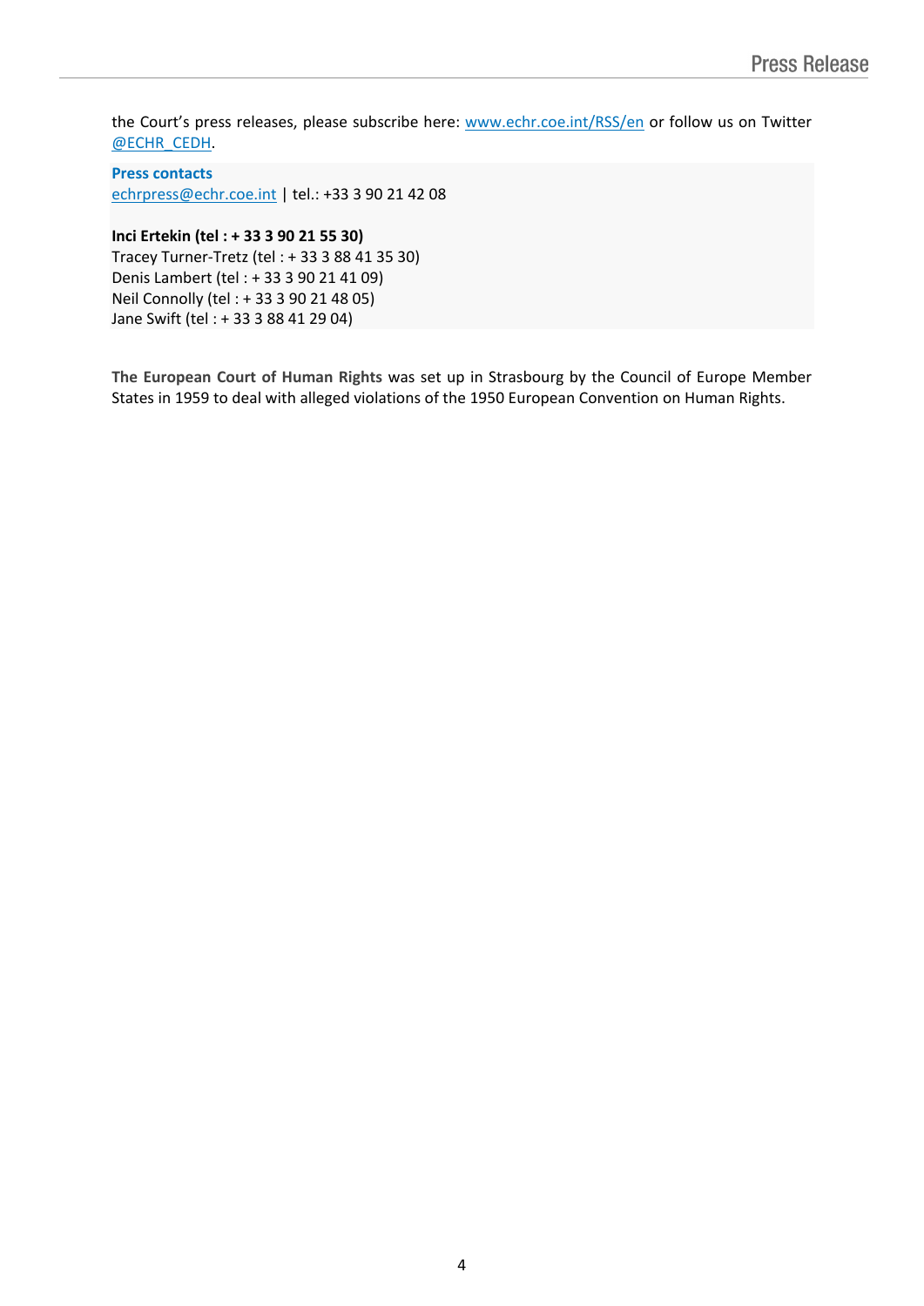the Court's press releases, please subscribe here: www.echr.coe.int/RSS/en or follow us on Twitter @ECHR_CEDH.

**Press contacts**
echrpress@echr.coe.int | tel.: +33 3 90 21 42 08

**Inci Ertekin (tel : + 33 3 90 21 55 30)**
Tracey Turner-Tretz (tel : + 33 3 88 41 35 30)
Denis Lambert (tel : + 33 3 90 21 41 09)
Neil Connolly (tel : + 33 3 90 21 48 05)
Jane Swift (tel : + 33 3 88 41 29 04)

**The European Court of Human Rights** was set up in Strasbourg by the Council of Europe Member States in 1959 to deal with alleged violations of the 1950 European Convention on Human Rights.